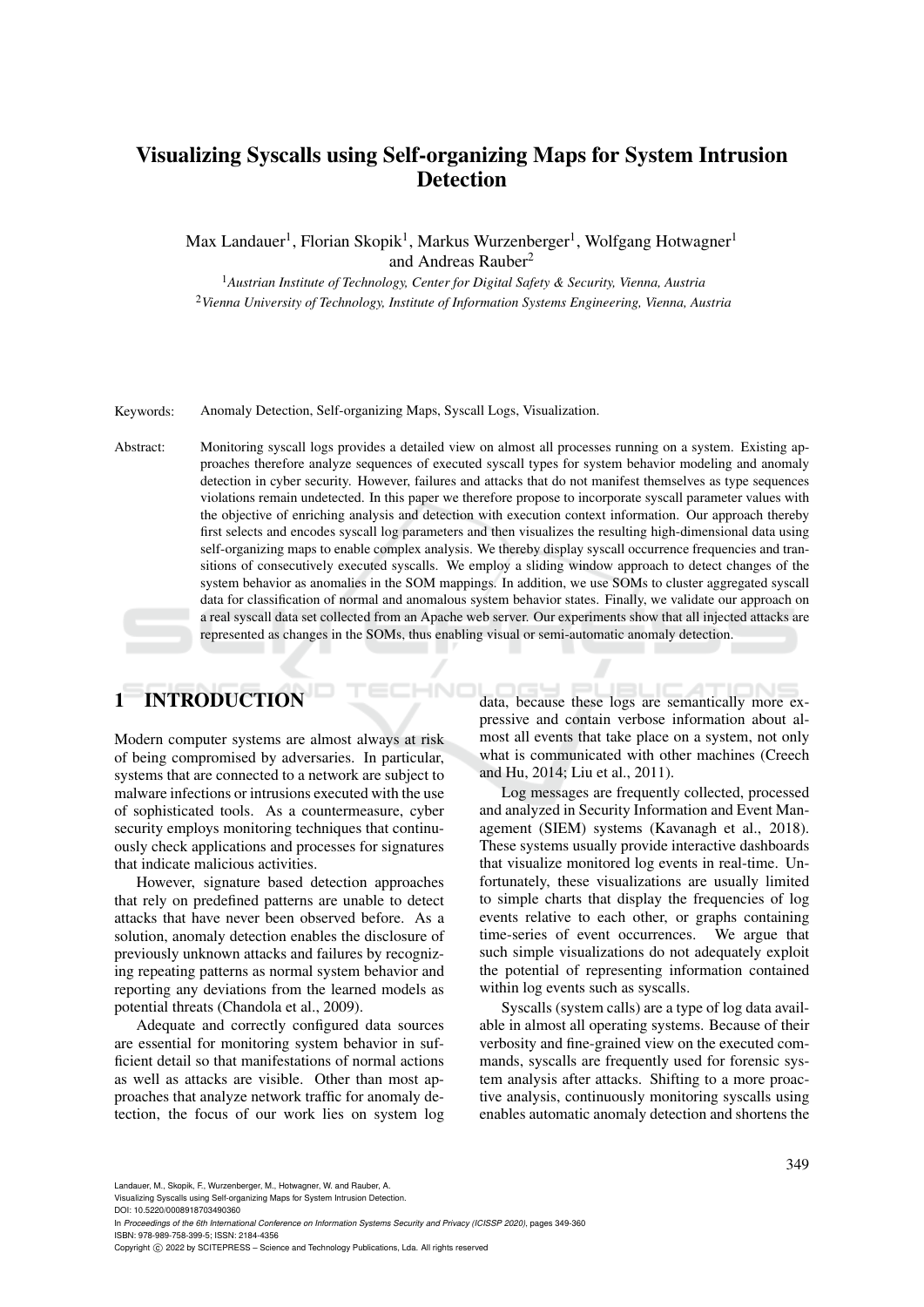# Visualizing Syscalls using Self-organizing Maps for System Intrusion Detection

Max Landauer[1], Florian Skopik[1], Markus Wurzenberger[1], Wolfgang Hotwagner[1] and Andreas Rauber[2]

[1]*Austrian Institute of Technology, Center for Digital Safety & Security, Vienna, Austria*
[2]*Vienna University of Technology, Institute of Information Systems Engineering, Vienna, Austria*

Keywords: Anomaly Detection, Self-organizing Maps, Syscall Logs, Visualization.

Abstract: Monitoring syscall logs provides a detailed view on almost all processes running on a system. Existing approaches therefore analyze sequences of executed syscall types for system behavior modeling and anomaly detection in cyber security. However, failures and attacks that do not manifest themselves as type sequences violations remain undetected. In this paper we therefore propose to incorporate syscall parameter values with the objective of enriching analysis and detection with execution context information. Our approach thereby first selects and encodes syscall log parameters and then visualizes the resulting high-dimensional data using self-organizing maps to enable complex analysis. We thereby display syscall occurrence frequencies and transitions of consecutively executed syscalls. We employ a sliding window approach to detect changes of the system behavior as anomalies in the SOM mappings. In addition, we use SOMs to cluster aggregated syscall data for classification of normal and anomalous system behavior states. Finally, we validate our approach on a real syscall data set collected from an Apache web server. Our experiments show that all injected attacks are represented as changes in the SOMs, thus enabling visual or semi-automatic anomaly detection.

## 1 INTRODUCTION

Modern computer systems are almost always at risk of being compromised by adversaries. In particular, systems that are connected to a network are subject to malware infections or intrusions executed with the use of sophisticated tools. As a countermeasure, cyber security employs monitoring techniques that continuously check applications and processes for signatures that indicate malicious activities.

However, signature based detection approaches that rely on predefined patterns are unable to detect attacks that have never been observed before. As a solution, anomaly detection enables the disclosure of previously unknown attacks and failures by recognizing repeating patterns as normal system behavior and reporting any deviations from the learned models as potential threats (Chandola et al., 2009).

Adequate and correctly configured data sources are essential for monitoring system behavior in sufficient detail so that manifestations of normal actions as well as attacks are visible. Other than most approaches that analyze network traffic for anomaly detection, the focus of our work lies on system log data, because these logs are semantically more expressive and contain verbose information about almost all events that take place on a system, not only what is communicated with other machines (Creech and Hu, 2014; Liu et al., 2011).

Log messages are frequently collected, processed and analyzed in Security Information and Event Management (SIEM) systems (Kavanagh et al., 2018). These systems usually provide interactive dashboards that visualize monitored log events in real-time. Unfortunately, these visualizations are usually limited to simple charts that display the frequencies of log events relative to each other, or graphs containing time-series of event occurrences. We argue that such simple visualizations do not adequately exploit the potential of representing information contained within log events such as syscalls.

Syscalls (system calls) are a type of log data available in almost all operating systems. Because of their verbosity and fine-grained view on the executed commands, syscalls are frequently used for forensic system analysis after attacks. Shifting to a more proactive analysis, continuously monitoring syscalls using enables automatic anomaly detection and shortens the

Landauer, M., Skopik, F., Wurzenberger, M., Hotwagner, W. and Rauber, A.
Visualizing Syscalls using Self-organizing Maps for System Intrusion Detection.
DOI: 10.5220/0008918703490360
In *Proceedings of the 6th International Conference on Information Systems Security and Privacy (ICISSP 2020)*, pages 349-360
ISBN: 978-989-758-399-5; ISSN: 2184-4356
Copyright © 2022 by SCITEPRESS – Science and Technology Publications, Lda. All rights reserved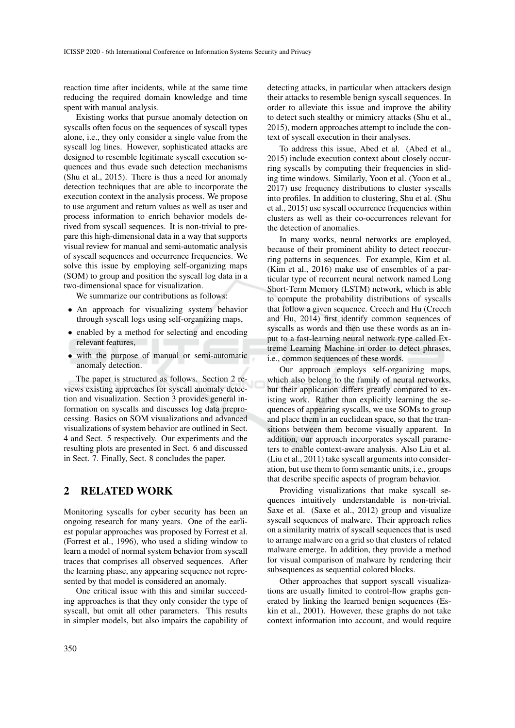reaction time after incidents, while at the same time reducing the required domain knowledge and time spent with manual analysis.

Existing works that pursue anomaly detection on syscalls often focus on the sequences of syscall types alone, i.e., they only consider a single value from the syscall log lines. However, sophisticated attacks are designed to resemble legitimate syscall execution sequences and thus evade such detection mechanisms (Shu et al., 2015). There is thus a need for anomaly detection techniques that are able to incorporate the execution context in the analysis process. We propose to use argument and return values as well as user and process information to enrich behavior models derived from syscall sequences. It is non-trivial to prepare this high-dimensional data in a way that supports visual review for manual and semi-automatic analysis of syscall sequences and occurrence frequencies. We solve this issue by employing self-organizing maps (SOM) to group and position the syscall log data in a two-dimensional space for visualization.

We summarize our contributions as follows:

- An approach for visualizing system behavior through syscall logs using self-organizing maps,
- enabled by a method for selecting and encoding relevant features,
- with the purpose of manual or semi-automatic anomaly detection.

The paper is structured as follows. Section 2 reviews existing approaches for syscall anomaly detection and visualization. Section 3 provides general information on syscalls and discusses log data preprocessing. Basics on SOM visualizations and advanced visualizations of system behavior are outlined in Sect. 4 and Sect. 5 respectively. Our experiments and the resulting plots are presented in Sect. 6 and discussed in Sect. 7. Finally, Sect. 8 concludes the paper.

## 2 RELATED WORK

Monitoring syscalls for cyber security has been an ongoing research for many years. One of the earliest popular approaches was proposed by Forrest et al. (Forrest et al., 1996), who used a sliding window to learn a model of normal system behavior from syscall traces that comprises all observed sequences. After the learning phase, any appearing sequence not represented by that model is considered an anomaly.

One critical issue with this and similar succeeding approaches is that they only consider the type of syscall, but omit all other parameters. This results in simpler models, but also impairs the capability of detecting attacks, in particular when attackers design their attacks to resemble benign syscall sequences. In order to alleviate this issue and improve the ability to detect such stealthy or mimicry attacks (Shu et al., 2015), modern approaches attempt to include the context of syscall execution in their analyses.

To address this issue, Abed et al. (Abed et al., 2015) include execution context about closely occurring syscalls by computing their frequencies in sliding time windows. Similarly, Yoon et al. (Yoon et al., 2017) use frequency distributions to cluster syscalls into profiles. In addition to clustering, Shu et al. (Shu et al., 2015) use syscall occurrence frequencies within clusters as well as their co-occurrences relevant for the detection of anomalies.

In many works, neural networks are employed, because of their prominent ability to detect reoccurring patterns in sequences. For example, Kim et al. (Kim et al., 2016) make use of ensembles of a particular type of recurrent neural network named Long Short-Term Memory (LSTM) network, which is able to compute the probability distributions of syscalls that follow a given sequence. Creech and Hu (Creech and Hu, 2014) first identify common sequences of syscalls as words and then use these words as an input to a fast-learning neural network type called Extreme Learning Machine in order to detect phrases, i.e., common sequences of these words.

Our approach employs self-organizing maps, which also belong to the family of neural networks, but their application differs greatly compared to existing work. Rather than explicitly learning the sequences of appearing syscalls, we use SOMs to group and place them in an euclidean space, so that the transitions between them become visually apparent. In addition, our approach incorporates syscall parameters to enable context-aware analysis. Also Liu et al. (Liu et al., 2011) take syscall arguments into consideration, but use them to form semantic units, i.e., groups that describe specific aspects of program behavior.

Providing visualizations that make syscall sequences intuitively understandable is non-trivial. Saxe et al. (Saxe et al., 2012) group and visualize syscall sequences of malware. Their approach relies on a similarity matrix of syscall sequences that is used to arrange malware on a grid so that clusters of related malware emerge. In addition, they provide a method for visual comparison of malware by rendering their subsequences as sequential colored blocks.

Other approaches that support syscall visualizations are usually limited to control-flow graphs generated by linking the learned benign sequences (Eskin et al., 2001). However, these graphs do not take context information into account, and would require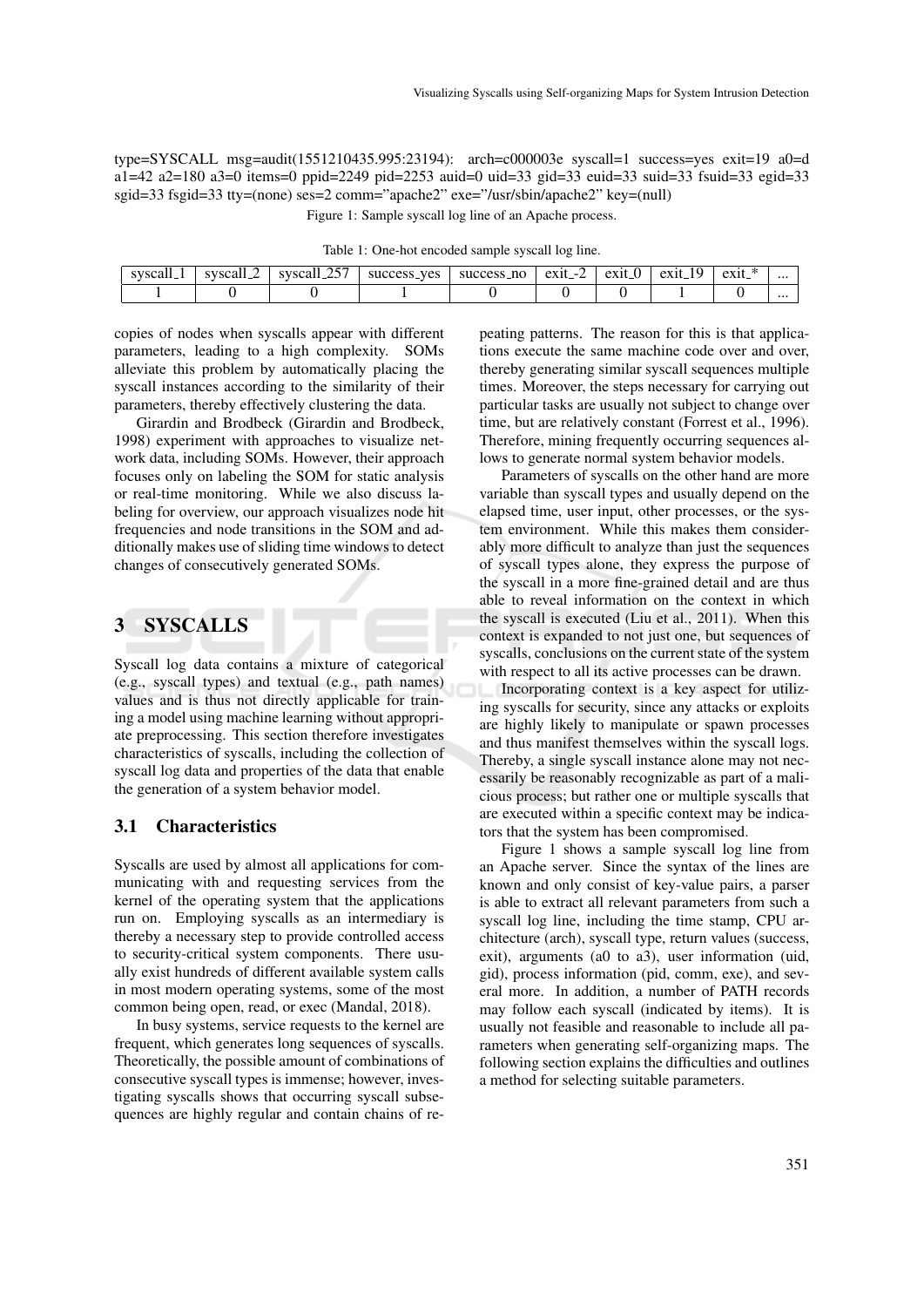type=SYSCALL msg=audit(1551210435.995:23194): arch=c000003e syscall=1 success=yes exit=19 a0=d a1=42 a2=180 a3=0 items=0 ppid=2249 pid=2253 auid=0 uid=33 gid=33 euid=33 suid=33 fsuid=33 egid=33 sgid=33 fsgid=33 tty=(none) ses=2 comm="apache2" exe="/usr/sbin/apache2" key=(null)

Figure 1: Sample syscall log line of an Apache process.

Table 1: One-hot encoded sample syscall log line.

| syscall_1 | syscall_2 | syscall_257 | success_yes | success_no | exit_-2 | exit_0 | exit_19 | exit_* | ... |
|---|---|---|---|---|---|---|---|---|---|
| 1 | 0 | 0 | 1 | 0 | 0 | 0 | 1 | 0 | ... |

copies of nodes when syscalls appear with different parameters, leading to a high complexity. SOMs alleviate this problem by automatically placing the syscall instances according to the similarity of their parameters, thereby effectively clustering the data.

Girardin and Brodbeck (Girardin and Brodbeck, 1998) experiment with approaches to visualize network data, including SOMs. However, their approach focuses only on labeling the SOM for static analysis or real-time monitoring. While we also discuss labeling for overview, our approach visualizes node hit frequencies and node transitions in the SOM and additionally makes use of sliding time windows to detect changes of consecutively generated SOMs.

# 3 SYSCALLS

Syscall log data contains a mixture of categorical (e.g., syscall types) and textual (e.g., path names) values and is thus not directly applicable for training a model using machine learning without appropriate preprocessing. This section therefore investigates characteristics of syscalls, including the collection of syscall log data and properties of the data that enable the generation of a system behavior model.

## 3.1 Characteristics

Syscalls are used by almost all applications for communicating with and requesting services from the kernel of the operating system that the applications run on. Employing syscalls as an intermediary is thereby a necessary step to provide controlled access to security-critical system components. There usually exist hundreds of different available system calls in most modern operating systems, some of the most common being open, read, or exec (Mandal, 2018).

In busy systems, service requests to the kernel are frequent, which generates long sequences of syscalls. Theoretically, the possible amount of combinations of consecutive syscall types is immense; however, investigating syscalls shows that occurring syscall subsequences are highly regular and contain chains of repeating patterns. The reason for this is that applications execute the same machine code over and over, thereby generating similar syscall sequences multiple times. Moreover, the steps necessary for carrying out particular tasks are usually not subject to change over time, but are relatively constant (Forrest et al., 1996). Therefore, mining frequently occurring sequences allows to generate normal system behavior models.

Parameters of syscalls on the other hand are more variable than syscall types and usually depend on the elapsed time, user input, other processes, or the system environment. While this makes them considerably more difficult to analyze than just the sequences of syscall types alone, they express the purpose of the syscall in a more fine-grained detail and are thus able to reveal information on the context in which the syscall is executed (Liu et al., 2011). When this context is expanded to not just one, but sequences of syscalls, conclusions on the current state of the system with respect to all its active processes can be drawn.

Incorporating context is a key aspect for utilizing syscalls for security, since any attacks or exploits are highly likely to manipulate or spawn processes and thus manifest themselves within the syscall logs. Thereby, a single syscall instance alone may not necessarily be reasonably recognizable as part of a malicious process; but rather one or multiple syscalls that are executed within a specific context may be indicators that the system has been compromised.

Figure 1 shows a sample syscall log line from an Apache server. Since the syntax of the lines are known and only consist of key-value pairs, a parser is able to extract all relevant parameters from such a syscall log line, including the time stamp, CPU architecture (arch), syscall type, return values (success, exit), arguments (a0 to a3), user information (uid, gid), process information (pid, comm, exe), and several more. In addition, a number of PATH records may follow each syscall (indicated by items). It is usually not feasible and reasonable to include all parameters when generating self-organizing maps. The following section explains the difficulties and outlines a method for selecting suitable parameters.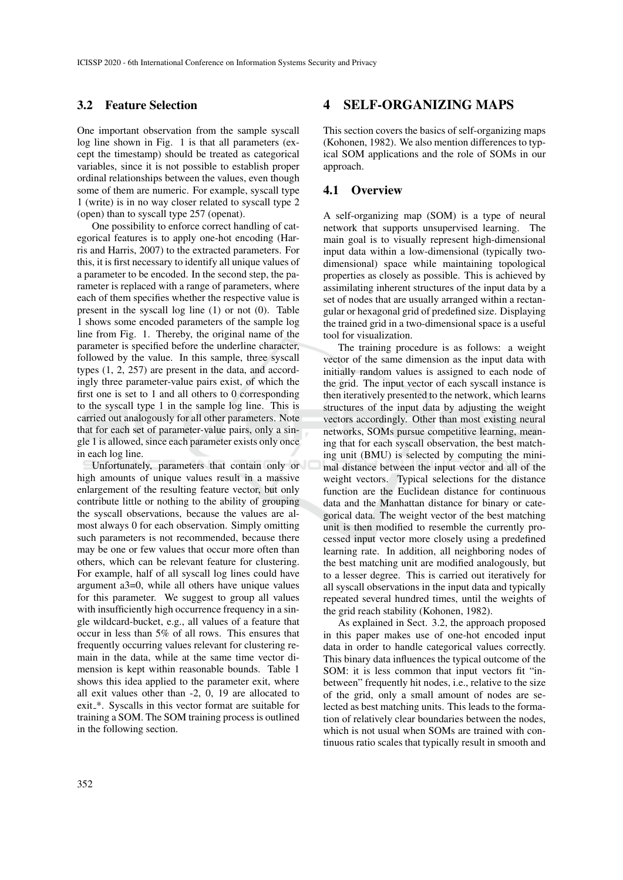### 3.2 Feature Selection

One important observation from the sample syscall log line shown in Fig. 1 is that all parameters (except the timestamp) should be treated as categorical variables, since it is not possible to establish proper ordinal relationships between the values, even though some of them are numeric. For example, syscall type 1 (write) is in no way closer related to syscall type 2 (open) than to syscall type 257 (openat).

One possibility to enforce correct handling of categorical features is to apply one-hot encoding (Harris and Harris, 2007) to the extracted parameters. For this, it is first necessary to identify all unique values of a parameter to be encoded. In the second step, the parameter is replaced with a range of parameters, where each of them specifies whether the respective value is present in the syscall log line (1) or not (0). Table 1 shows some encoded parameters of the sample log line from Fig. 1. Thereby, the original name of the parameter is specified before the underline character, followed by the value. In this sample, three syscall types (1, 2, 257) are present in the data, and accordingly three parameter-value pairs exist, of which the first one is set to 1 and all others to 0 corresponding to the syscall type 1 in the sample log line. This is carried out analogously for all other parameters. Note that for each set of parameter-value pairs, only a single 1 is allowed, since each parameter exists only once in each log line.

Unfortunately, parameters that contain only or high amounts of unique values result in a massive enlargement of the resulting feature vector, but only contribute little or nothing to the ability of grouping the syscall observations, because the values are almost always 0 for each observation. Simply omitting such parameters is not recommended, because there may be one or few values that occur more often than others, which can be relevant feature for clustering. For example, half of all syscall log lines could have argument a3=0, while all others have unique values for this parameter. We suggest to group all values with insufficiently high occurrence frequency in a single wildcard-bucket, e.g., all values of a feature that occur in less than 5% of all rows. This ensures that frequently occurring values relevant for clustering remain in the data, while at the same time vector dimension is kept within reasonable bounds. Table 1 shows this idea applied to the parameter exit, where all exit values other than -2, 0, 19 are allocated to exit_*. Syscalls in this vector format are suitable for training a SOM. The SOM training process is outlined in the following section.

## 4 SELF-ORGANIZING MAPS

This section covers the basics of self-organizing maps (Kohonen, 1982). We also mention differences to typical SOM applications and the role of SOMs in our approach.

### 4.1 Overview

A self-organizing map (SOM) is a type of neural network that supports unsupervised learning. The main goal is to visually represent high-dimensional input data within a low-dimensional (typically two-dimensional) space while maintaining topological properties as closely as possible. This is achieved by assimilating inherent structures of the input data by a set of nodes that are usually arranged within a rectangular or hexagonal grid of predefined size. Displaying the trained grid in a two-dimensional space is a useful tool for visualization.

The training procedure is as follows: a weight vector of the same dimension as the input data with initially random values is assigned to each node of the grid. The input vector of each syscall instance is then iteratively presented to the network, which learns structures of the input data by adjusting the weight vectors accordingly. Other than most existing neural networks, SOMs pursue competitive learning, meaning that for each syscall observation, the best matching unit (BMU) is selected by computing the minimal distance between the input vector and all of the weight vectors. Typical selections for the distance function are the Euclidean distance for continuous data and the Manhattan distance for binary or categorical data. The weight vector of the best matching unit is then modified to resemble the currently processed input vector more closely using a predefined learning rate. In addition, all neighboring nodes of the best matching unit are modified analogously, but to a lesser degree. This is carried out iteratively for all syscall observations in the input data and typically repeated several hundred times, until the weights of the grid reach stability (Kohonen, 1982).

As explained in Sect. 3.2, the approach proposed in this paper makes use of one-hot encoded input data in order to handle categorical values correctly. This binary data influences the typical outcome of the SOM: it is less common that input vectors fit "in-between" frequently hit nodes, i.e., relative to the size of the grid, only a small amount of nodes are selected as best matching units. This leads to the formation of relatively clear boundaries between the nodes, which is not usual when SOMs are trained with continuous ratio scales that typically result in smooth and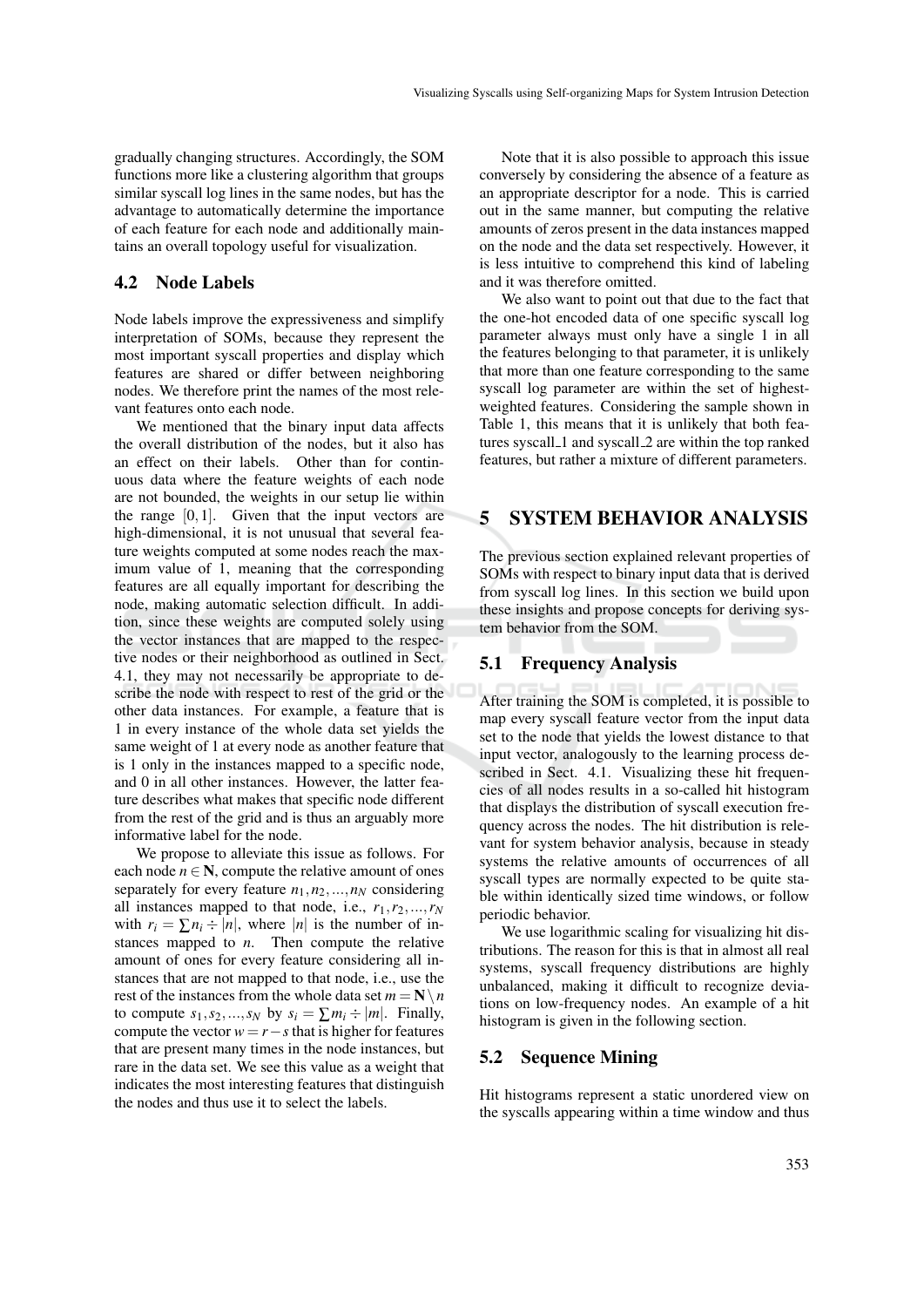gradually changing structures. Accordingly, the SOM functions more like a clustering algorithm that groups similar syscall log lines in the same nodes, but has the advantage to automatically determine the importance of each feature for each node and additionally maintains an overall topology useful for visualization.

## 4.2 Node Labels

Node labels improve the expressiveness and simplify interpretation of SOMs, because they represent the most important syscall properties and display which features are shared or differ between neighboring nodes. We therefore print the names of the most relevant features onto each node.

We mentioned that the binary input data affects the overall distribution of the nodes, but it also has an effect on their labels. Other than for continuous data where the feature weights of each node are not bounded, the weights in our setup lie within the range $[0,1]$. Given that the input vectors are high-dimensional, it is not unusual that several feature weights computed at some nodes reach the maximum value of 1, meaning that the corresponding features are all equally important for describing the node, making automatic selection difficult. In addition, since these weights are computed solely using the vector instances that are mapped to the respective nodes or their neighborhood as outlined in Sect. 4.1, they may not necessarily be appropriate to describe the node with respect to rest of the grid or the other data instances. For example, a feature that is 1 in every instance of the whole data set yields the same weight of 1 at every node as another feature that is 1 only in the instances mapped to a specific node, and 0 in all other instances. However, the latter feature describes what makes that specific node different from the rest of the grid and is thus an arguably more informative label for the node.

We propose to alleviate this issue as follows. For each node $n \in \mathbf{N}$, compute the relative amount of ones separately for every feature $n_1, n_2, ..., n_N$ considering all instances mapped to that node, i.e., $r_1, r_2, ..., r_N$ with $r_i = \sum n_i \div |n|$, where $|n|$ is the number of instances mapped to $n$. Then compute the relative amount of ones for every feature considering all instances that are not mapped to that node, i.e., use the rest of the instances from the whole data set $m = \mathbf{N} \setminus n$ to compute $s_1, s_2, ..., s_N$ by $s_i = \sum m_i \div |m|$. Finally, compute the vector $w = r - s$ that is higher for features that are present many times in the node instances, but rare in the data set. We see this value as a weight that indicates the most interesting features that distinguish the nodes and thus use it to select the labels.

Note that it is also possible to approach this issue conversely by considering the absence of a feature as an appropriate descriptor for a node. This is carried out in the same manner, but computing the relative amounts of zeros present in the data instances mapped on the node and the data set respectively. However, it is less intuitive to comprehend this kind of labeling and it was therefore omitted.

We also want to point out that due to the fact that the one-hot encoded data of one specific syscall log parameter always must only have a single 1 in all the features belonging to that parameter, it is unlikely that more than one feature corresponding to the same syscall log parameter are within the set of highest-weighted features. Considering the sample shown in Table 1, this means that it is unlikely that both features syscall_1 and syscall_2 are within the top ranked features, but rather a mixture of different parameters.

# 5 SYSTEM BEHAVIOR ANALYSIS

The previous section explained relevant properties of SOMs with respect to binary input data that is derived from syscall log lines. In this section we build upon these insights and propose concepts for deriving system behavior from the SOM.

## 5.1 Frequency Analysis

After training the SOM is completed, it is possible to map every syscall feature vector from the input data set to the node that yields the lowest distance to that input vector, analogously to the learning process described in Sect. 4.1. Visualizing these hit frequencies of all nodes results in a so-called hit histogram that displays the distribution of syscall execution frequency across the nodes. The hit distribution is relevant for system behavior analysis, because in steady systems the relative amounts of occurrences of all syscall types are normally expected to be quite stable within identically sized time windows, or follow periodic behavior.

We use logarithmic scaling for visualizing hit distributions. The reason for this is that in almost all real systems, syscall frequency distributions are highly unbalanced, making it difficult to recognize deviations on low-frequency nodes. An example of a hit histogram is given in the following section.

## 5.2 Sequence Mining

Hit histograms represent a static unordered view on the syscalls appearing within a time window and thus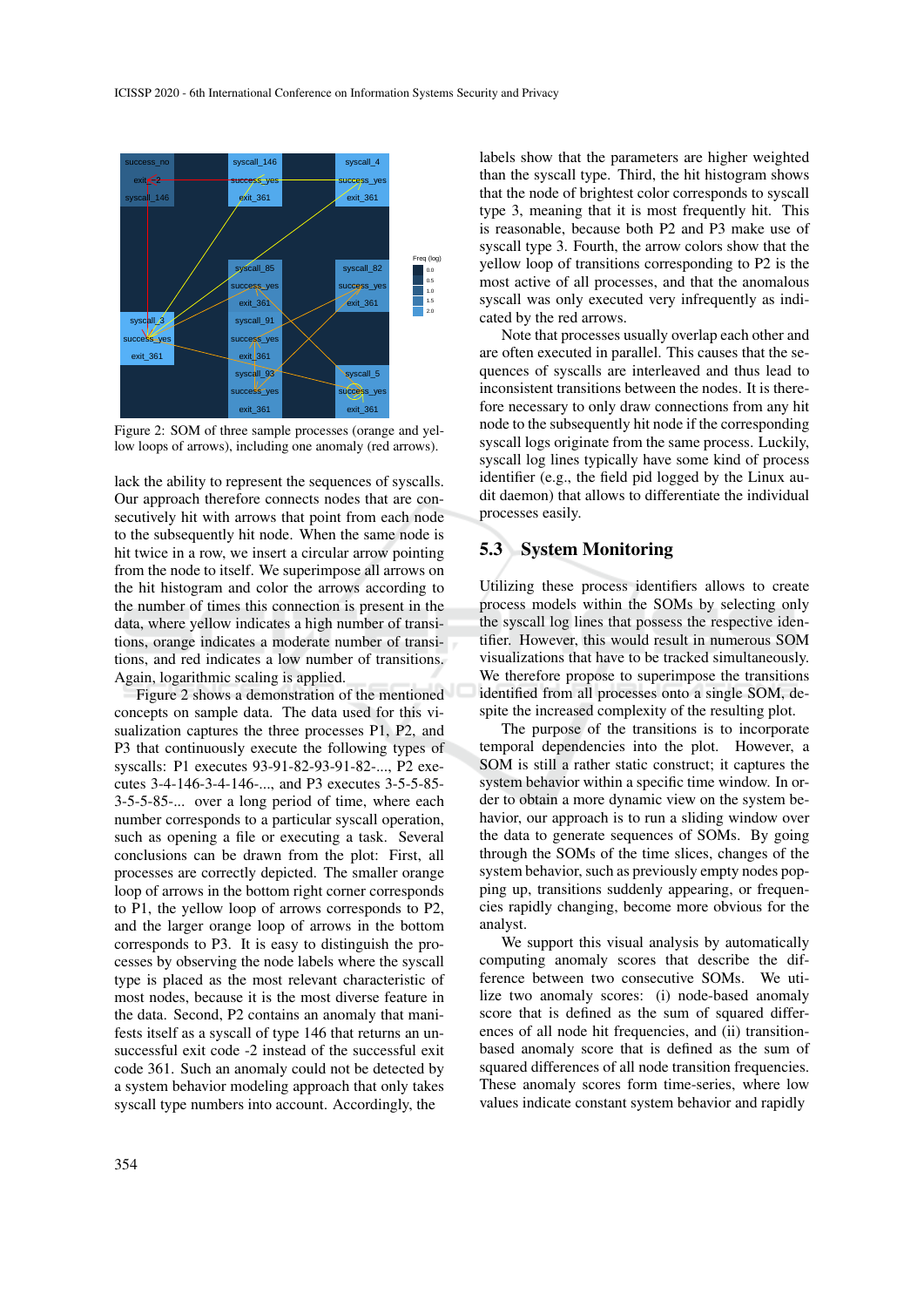Figure 2: SOM of three sample processes (orange and yellow loops of arrows), including one anomaly (red arrows).

lack the ability to represent the sequences of syscalls. Our approach therefore connects nodes that are consecutively hit with arrows that point from each node to the subsequently hit node. When the same node is hit twice in a row, we insert a circular arrow pointing from the node to itself. We superimpose all arrows on the hit histogram and color the arrows according to the number of times this connection is present in the data, where yellow indicates a high number of transitions, orange indicates a moderate number of transitions, and red indicates a low number of transitions. Again, logarithmic scaling is applied.

Figure 2 shows a demonstration of the mentioned concepts on sample data. The data used for this visualization captures the three processes P1, P2, and P3 that continuously execute the following types of syscalls: P1 executes 93-91-82-93-91-82-..., P2 executes 3-4-146-3-4-146-..., and P3 executes 3-5-5-85-3-5-5-85-... over a long period of time, where each number corresponds to a particular syscall operation, such as opening a file or executing a task. Several conclusions can be drawn from the plot: First, all processes are correctly depicted. The smaller orange loop of arrows in the bottom right corner corresponds to P1, the yellow loop of arrows corresponds to P2, and the larger orange loop of arrows in the bottom corresponds to P3. It is easy to distinguish the processes by observing the node labels where the syscall type is placed as the most relevant characteristic of most nodes, because it is the most diverse feature in the data. Second, P2 contains an anomaly that manifests itself as a syscall of type 146 that returns an unsuccessful exit code -2 instead of the successful exit code 361. Such an anomaly could not be detected by a system behavior modeling approach that only takes syscall type numbers into account. Accordingly, the labels show that the parameters are higher weighted than the syscall type. Third, the hit histogram shows that the node of brightest color corresponds to syscall type 3, meaning that it is most frequently hit. This is reasonable, because both P2 and P3 make use of syscall type 3. Fourth, the arrow colors show that the yellow loop of transitions corresponding to P2 is the most active of all processes, and that the anomalous syscall was only executed very infrequently as indicated by the red arrows.

Note that processes usually overlap each other and are often executed in parallel. This causes that the sequences of syscalls are interleaved and thus lead to inconsistent transitions between the nodes. It is therefore necessary to only draw connections from any hit node to the subsequently hit node if the corresponding syscall logs originate from the same process. Luckily, syscall log lines typically have some kind of process identifier (e.g., the field pid logged by the Linux audit daemon) that allows to differentiate the individual processes easily.

### 5.3 System Monitoring

Utilizing these process identifiers allows to create process models within the SOMs by selecting only the syscall log lines that possess the respective identifier. However, this would result in numerous SOM visualizations that have to be tracked simultaneously. We therefore propose to superimpose the transitions identified from all processes onto a single SOM, despite the increased complexity of the resulting plot.

The purpose of the transitions is to incorporate temporal dependencies into the plot. However, a SOM is still a rather static construct; it captures the system behavior within a specific time window. In order to obtain a more dynamic view on the system behavior, our approach is to run a sliding window over the data to generate sequences of SOMs. By going through the SOMs of the time slices, changes of the system behavior, such as previously empty nodes popping up, transitions suddenly appearing, or frequencies rapidly changing, become more obvious for the analyst.

We support this visual analysis by automatically computing anomaly scores that describe the difference between two consecutive SOMs. We utilize two anomaly scores: (i) node-based anomaly score that is defined as the sum of squared differences of all node hit frequencies, and (ii) transition-based anomaly score that is defined as the sum of squared differences of all node transition frequencies. These anomaly scores form time-series, where low values indicate constant system behavior and rapidly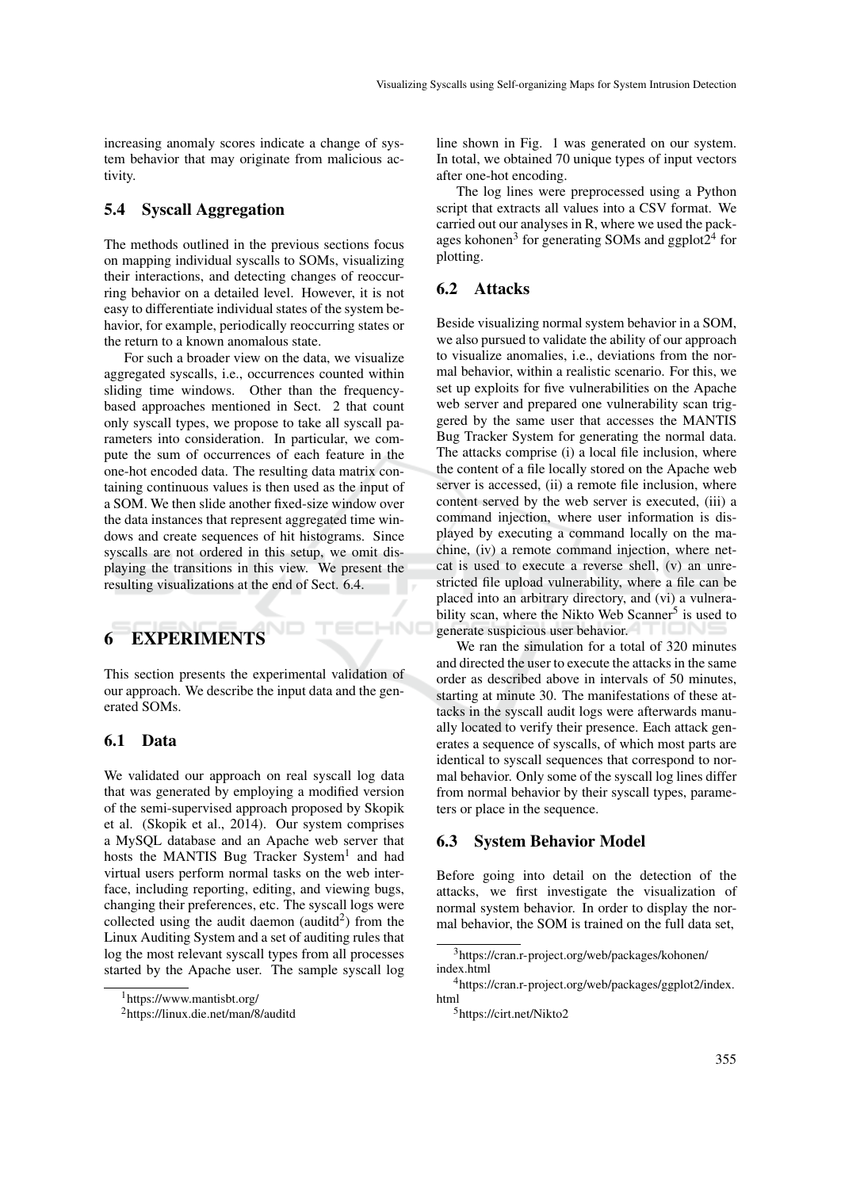increasing anomaly scores indicate a change of system behavior that may originate from malicious activity.

### 5.4 Syscall Aggregation

The methods outlined in the previous sections focus on mapping individual syscalls to SOMs, visualizing their interactions, and detecting changes of reoccurring behavior on a detailed level. However, it is not easy to differentiate individual states of the system behavior, for example, periodically reoccurring states or the return to a known anomalous state.

For such a broader view on the data, we visualize aggregated syscalls, i.e., occurrences counted within sliding time windows. Other than the frequency-based approaches mentioned in Sect. 2 that count only syscall types, we propose to take all syscall parameters into consideration. In particular, we compute the sum of occurrences of each feature in the one-hot encoded data. The resulting data matrix containing continuous values is then used as the input of a SOM. We then slide another fixed-size window over the data instances that represent aggregated time windows and create sequences of hit histograms. Since syscalls are not ordered in this setup, we omit displaying the transitions in this view. We present the resulting visualizations at the end of Sect. 6.4.

## 6 EXPERIMENTS

This section presents the experimental validation of our approach. We describe the input data and the generated SOMs.

### 6.1 Data

We validated our approach on real syscall log data that was generated by employing a modified version of the semi-supervised approach proposed by Skopik et al. (Skopik et al., 2014). Our system comprises a MySQL database and an Apache web server that hosts the MANTIS Bug Tracker System[1] and had virtual users perform normal tasks on the web interface, including reporting, editing, and viewing bugs, changing their preferences, etc. The syscall logs were collected using the audit daemon (auditd[2]) from the Linux Auditing System and a set of auditing rules that log the most relevant syscall types from all processes started by the Apache user. The sample syscall log line shown in Fig. 1 was generated on our system. In total, we obtained 70 unique types of input vectors after one-hot encoding.

The log lines were preprocessed using a Python script that extracts all values into a CSV format. We carried out our analyses in R, where we used the packages kohonen[3] for generating SOMs and ggplot2[4] for plotting.

### 6.2 Attacks

Beside visualizing normal system behavior in a SOM, we also pursued to validate the ability of our approach to visualize anomalies, i.e., deviations from the normal behavior, within a realistic scenario. For this, we set up exploits for five vulnerabilities on the Apache web server and prepared one vulnerability scan triggered by the same user that accesses the MANTIS Bug Tracker System for generating the normal data. The attacks comprise (i) a local file inclusion, where the content of a file locally stored on the Apache web server is accessed, (ii) a remote file inclusion, where content served by the web server is executed, (iii) a command injection, where user information is displayed by executing a command locally on the machine, (iv) a remote command injection, where netcat is used to execute a reverse shell, (v) an unrestricted file upload vulnerability, where a file can be placed into an arbitrary directory, and (vi) a vulnerability scan, where the Nikto Web Scanner[5] is used to generate suspicious user behavior.

We ran the simulation for a total of 320 minutes and directed the user to execute the attacks in the same order as described above in intervals of 50 minutes, starting at minute 30. The manifestations of these attacks in the syscall audit logs were afterwards manually located to verify their presence. Each attack generates a sequence of syscalls, of which most parts are identical to syscall sequences that correspond to normal behavior. Only some of the syscall log lines differ from normal behavior by their syscall types, parameters or place in the sequence.

### 6.3 System Behavior Model

Before going into detail on the detection of the attacks, we first investigate the visualization of normal system behavior. In order to display the normal behavior, the SOM is trained on the full data set,

---

[1] https://www.mantisbt.org/

[2] https://linux.die.net/man/8/auditd

[3] https://cran.r-project.org/web/packages/kohonen/index.html

[4] https://cran.r-project.org/web/packages/ggplot2/index.html

[5] https://cirt.net/Nikto2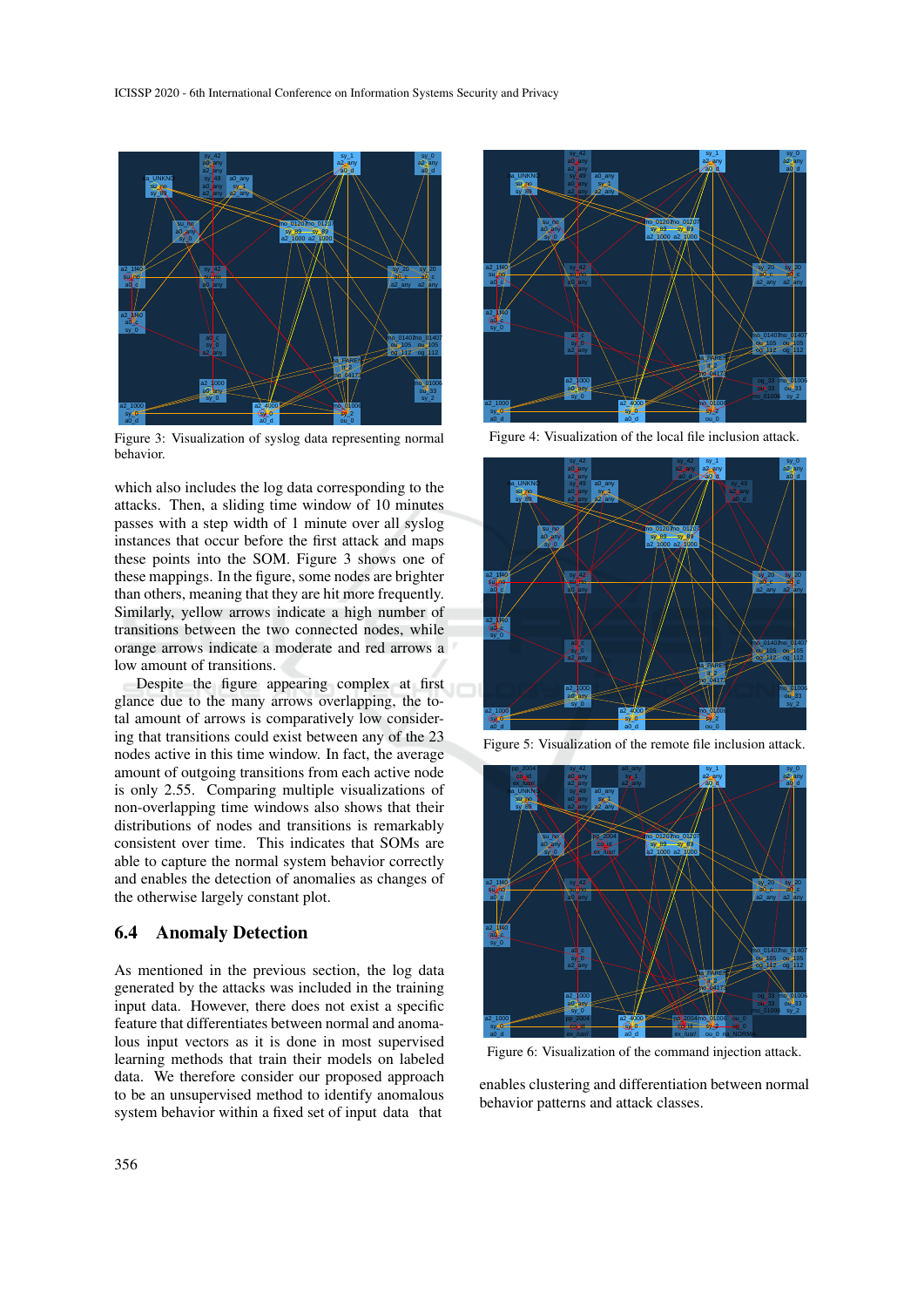Figure 3: Visualization of syslog data representing normal behavior.

Figure 4: Visualization of the local file inclusion attack.

Figure 5: Visualization of the remote file inclusion attack.

Figure 6: Visualization of the command injection attack.

which also includes the log data corresponding to the attacks. Then, a sliding time window of 10 minutes passes with a step width of 1 minute over all syslog instances that occur before the first attack and maps these points into the SOM. Figure 3 shows one of these mappings. In the figure, some nodes are brighter than others, meaning that they are hit more frequently. Similarly, yellow arrows indicate a high number of transitions between the two connected nodes, while orange arrows indicate a moderate and red arrows a low amount of transitions.

Despite the figure appearing complex at first glance due to the many arrows overlapping, the total amount of arrows is comparatively low considering that transitions could exist between any of the 23 nodes active in this time window. In fact, the average amount of outgoing transitions from each active node is only 2.55. Comparing multiple visualizations of non-overlapping time windows also shows that their distributions of nodes and transitions is remarkably consistent over time. This indicates that SOMs are able to capture the normal system behavior correctly and enables the detection of anomalies as changes of the otherwise largely constant plot.

## 6.4 Anomaly Detection

As mentioned in the previous section, the log data generated by the attacks was included in the training input data. However, there does not exist a specific feature that differentiates between normal and anomalous input vectors as it is done in most supervised learning methods that train their models on labeled data. We therefore consider our proposed approach to be an unsupervised method to identify anomalous system behavior within a fixed set of input data that enables clustering and differentiation between normal behavior patterns and attack classes.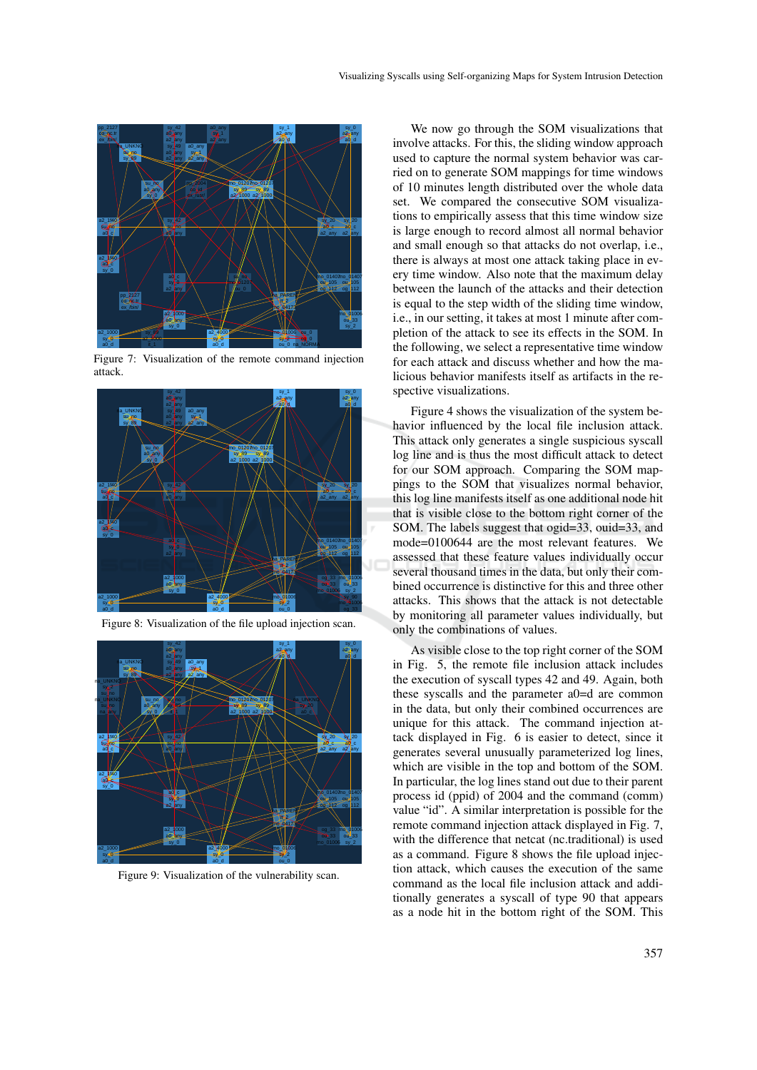Figure 7: Visualization of the remote command injection attack.

Figure 8: Visualization of the file upload injection scan.

Figure 9: Visualization of the vulnerability scan.

We now go through the SOM visualizations that involve attacks. For this, the sliding window approach used to capture the normal system behavior was carried on to generate SOM mappings for time windows of 10 minutes length distributed over the whole data set. We compared the consecutive SOM visualizations to empirically assess that this time window size is large enough to record almost all normal behavior and small enough so that attacks do not overlap, i.e., there is always at most one attack taking place in every time window. Also note that the maximum delay between the launch of the attacks and their detection is equal to the step width of the sliding time window, i.e., in our setting, it takes at most 1 minute after completion of the attack to see its effects in the SOM. In the following, we select a representative time window for each attack and discuss whether and how the malicious behavior manifests itself as artifacts in the respective visualizations.

Figure 4 shows the visualization of the system behavior influenced by the local file inclusion attack. This attack only generates a single suspicious syscall log line and is thus the most difficult attack to detect for our SOM approach. Comparing the SOM mappings to the SOM that visualizes normal behavior, this log line manifests itself as one additional node hit that is visible close to the bottom right corner of the SOM. The labels suggest that ogid=33, ouid=33, and mode=0100644 are the most relevant features. We assessed that these feature values individually occur several thousand times in the data, but only their combined occurrence is distinctive for this and three other attacks. This shows that the attack is not detectable by monitoring all parameter values individually, but only the combinations of values.

As visible close to the top right corner of the SOM in Fig. 5, the remote file inclusion attack includes the execution of syscall types 42 and 49. Again, both these syscalls and the parameter a0=d are common in the data, but only their combined occurrences are unique for this attack. The command injection attack displayed in Fig. 6 is easier to detect, since it generates several unusually parameterized log lines, which are visible in the top and bottom of the SOM. In particular, the log lines stand out due to their parent process id (ppid) of 2004 and the command (comm) value "id". A similar interpretation is possible for the remote command injection attack displayed in Fig. 7, with the difference that netcat (nc.traditional) is used as a command. Figure 8 shows the file upload injection attack, which causes the execution of the same command as the local file inclusion attack and additionally generates a syscall of type 90 that appears as a node hit in the bottom right of the SOM. This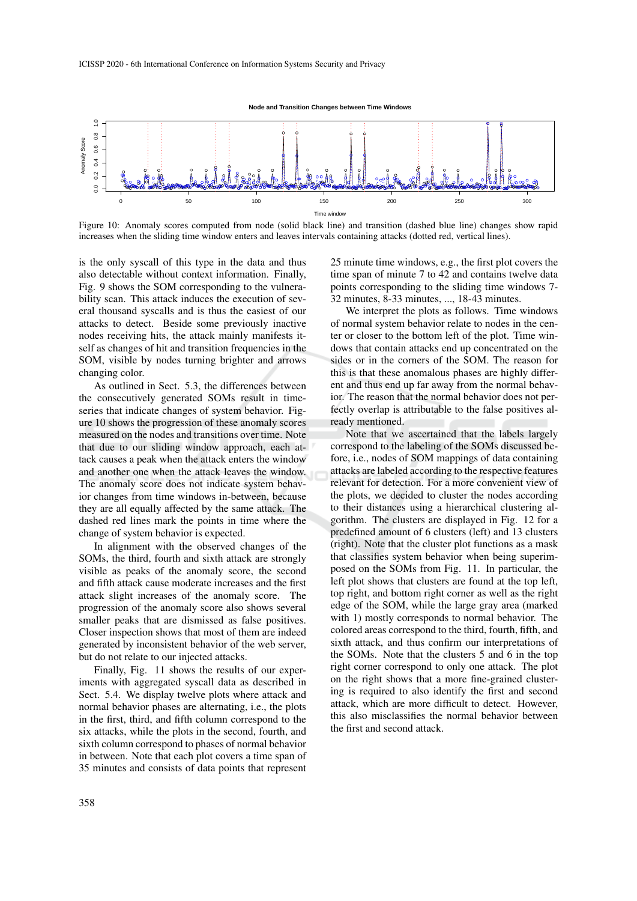Figure 10: Anomaly scores computed from node (solid black line) and transition (dashed blue line) changes show rapid increases when the sliding time window enters and leaves intervals containing attacks (dotted red, vertical lines).

is the only syscall of this type in the data and thus also detectable without context information. Finally, Fig. 9 shows the SOM corresponding to the vulnerability scan. This attack induces the execution of several thousand syscalls and is thus the easiest of our attacks to detect. Beside some previously inactive nodes receiving hits, the attack mainly manifests itself as changes of hit and transition frequencies in the SOM, visible by nodes turning brighter and arrows changing color.

As outlined in Sect. 5.3, the differences between the consecutively generated SOMs result in time-series that indicate changes of system behavior. Figure 10 shows the progression of these anomaly scores measured on the nodes and transitions over time. Note that due to our sliding window approach, each attack causes a peak when the attack enters the window and another one when the attack leaves the window. The anomaly score does not indicate system behavior changes from time windows in-between, because they are all equally affected by the same attack. The dashed red lines mark the points in time where the change of system behavior is expected.

In alignment with the observed changes of the SOMs, the third, fourth and sixth attack are strongly visible as peaks of the anomaly score, the second and fifth attack cause moderate increases and the first attack slight increases of the anomaly score. The progression of the anomaly score also shows several smaller peaks that are dismissed as false positives. Closer inspection shows that most of them are indeed generated by inconsistent behavior of the web server, but do not relate to our injected attacks.

Finally, Fig. 11 shows the results of our experiments with aggregated syscall data as described in Sect. 5.4. We display twelve plots where attack and normal behavior phases are alternating, i.e., the plots in the first, third, and fifth column correspond to the six attacks, while the plots in the second, fourth, and sixth column correspond to phases of normal behavior in between. Note that each plot covers a time span of 35 minutes and consists of data points that represent 25 minute time windows, e.g., the first plot covers the time span of minute 7 to 42 and contains twelve data points corresponding to the sliding time windows 7-32 minutes, 8-33 minutes, ..., 18-43 minutes.

We interpret the plots as follows. Time windows of normal system behavior relate to nodes in the center or closer to the bottom left of the plot. Time windows that contain attacks end up concentrated on the sides or in the corners of the SOM. The reason for this is that these anomalous phases are highly different and thus end up far away from the normal behavior. The reason that the normal behavior does not perfectly overlap is attributable to the false positives already mentioned.

Note that we ascertained that the labels largely correspond to the labeling of the SOMs discussed before, i.e., nodes of SOM mappings of data containing attacks are labeled according to the respective features relevant for detection. For a more convenient view of the plots, we decided to cluster the nodes according to their distances using a hierarchical clustering algorithm. The clusters are displayed in Fig. 12 for a predefined amount of 6 clusters (left) and 13 clusters (right). Note that the cluster plot functions as a mask that classifies system behavior when being superimposed on the SOMs from Fig. 11. In particular, the left plot shows that clusters are found at the top left, top right, and bottom right corner as well as the right edge of the SOM, while the large gray area (marked with 1) mostly corresponds to normal behavior. The colored areas correspond to the third, fourth, fifth, and sixth attack, and thus confirm our interpretations of the SOMs. Note that the clusters 5 and 6 in the top right corner correspond to only one attack. The plot on the right shows that a more fine-grained clustering is required to also identify the first and second attack, which are more difficult to detect. However, this also misclassifies the normal behavior between the first and second attack.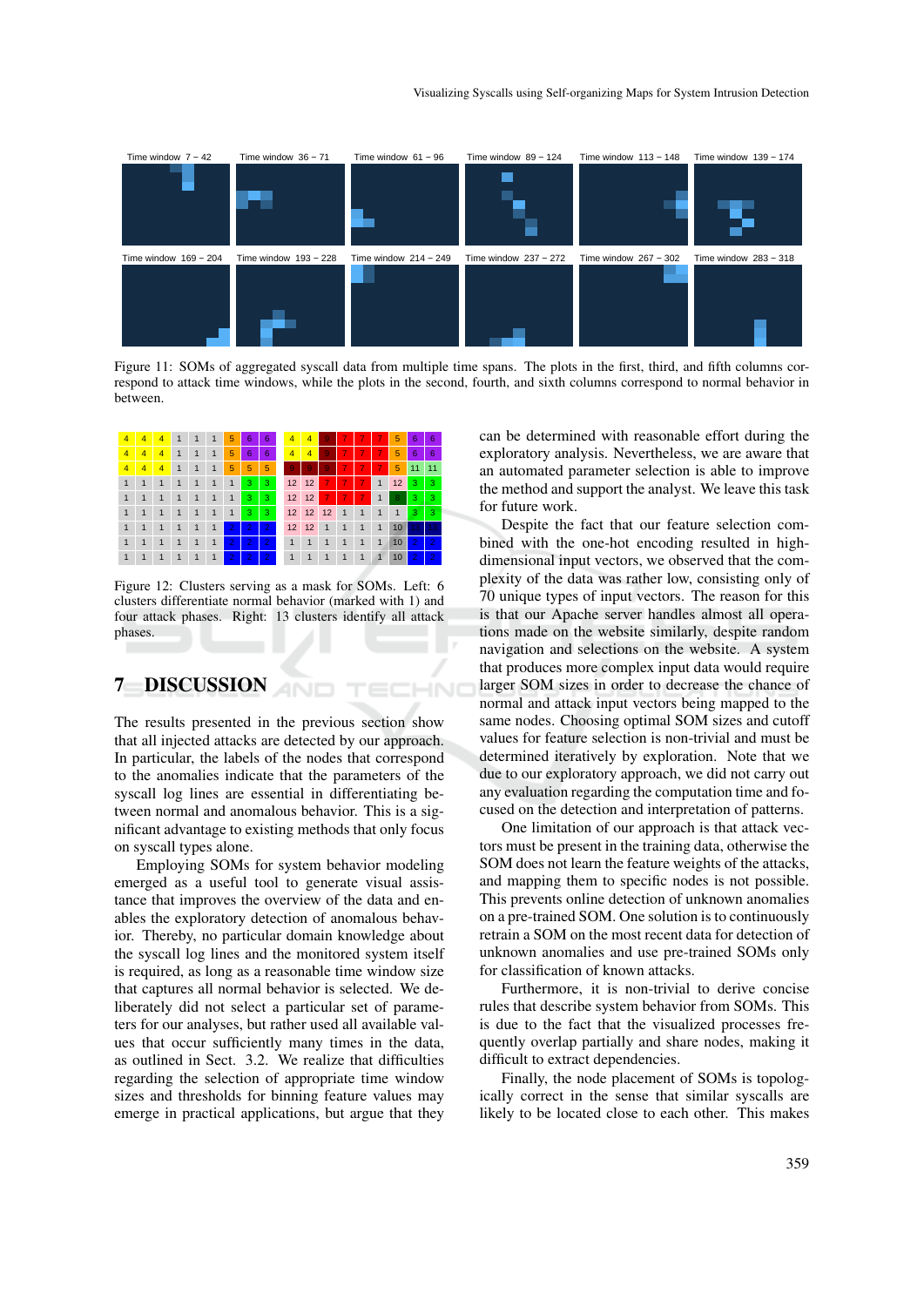Figure 11: SOMs of aggregated syscall data from multiple time spans. The plots in the first, third, and fifth columns correspond to attack time windows, while the plots in the second, fourth, and sixth columns correspond to normal behavior in between.

Figure 12: Clusters serving as a mask for SOMs. Left: 6 clusters differentiate normal behavior (marked with 1) and four attack phases. Right: 13 clusters identify all attack phases.

## 7 DISCUSSION

The results presented in the previous section show that all injected attacks are detected by our approach. In particular, the labels of the nodes that correspond to the anomalies indicate that the parameters of the syscall log lines are essential in differentiating between normal and anomalous behavior. This is a significant advantage to existing methods that only focus on syscall types alone.

Employing SOMs for system behavior modeling emerged as a useful tool to generate visual assistance that improves the overview of the data and enables the exploratory detection of anomalous behavior. Thereby, no particular domain knowledge about the syscall log lines and the monitored system itself is required, as long as a reasonable time window size that captures all normal behavior is selected. We deliberately did not select a particular set of parameters for our analyses, but rather used all available values that occur sufficiently many times in the data, as outlined in Sect. 3.2. We realize that difficulties regarding the selection of appropriate time window sizes and thresholds for binning feature values may emerge in practical applications, but argue that they can be determined with reasonable effort during the exploratory analysis. Nevertheless, we are aware that an automated parameter selection is able to improve the method and support the analyst. We leave this task for future work.

Despite the fact that our feature selection combined with the one-hot encoding resulted in high-dimensional input vectors, we observed that the complexity of the data was rather low, consisting only of 70 unique types of input vectors. The reason for this is that our Apache server handles almost all operations made on the website similarly, despite random navigation and selections on the website. A system that produces more complex input data would require larger SOM sizes in order to decrease the chance of normal and attack input vectors being mapped to the same nodes. Choosing optimal SOM sizes and cutoff values for feature selection is non-trivial and must be determined iteratively by exploration. Note that we due to our exploratory approach, we did not carry out any evaluation regarding the computation time and focused on the detection and interpretation of patterns.

One limitation of our approach is that attack vectors must be present in the training data, otherwise the SOM does not learn the feature weights of the attacks, and mapping them to specific nodes is not possible. This prevents online detection of unknown anomalies on a pre-trained SOM. One solution is to continuously retrain a SOM on the most recent data for detection of unknown anomalies and use pre-trained SOMs only for classification of known attacks.

Furthermore, it is non-trivial to derive concise rules that describe system behavior from SOMs. This is due to the fact that the visualized processes frequently overlap partially and share nodes, making it difficult to extract dependencies.

Finally, the node placement of SOMs is topologically correct in the sense that similar syscalls are likely to be located close to each other. This makes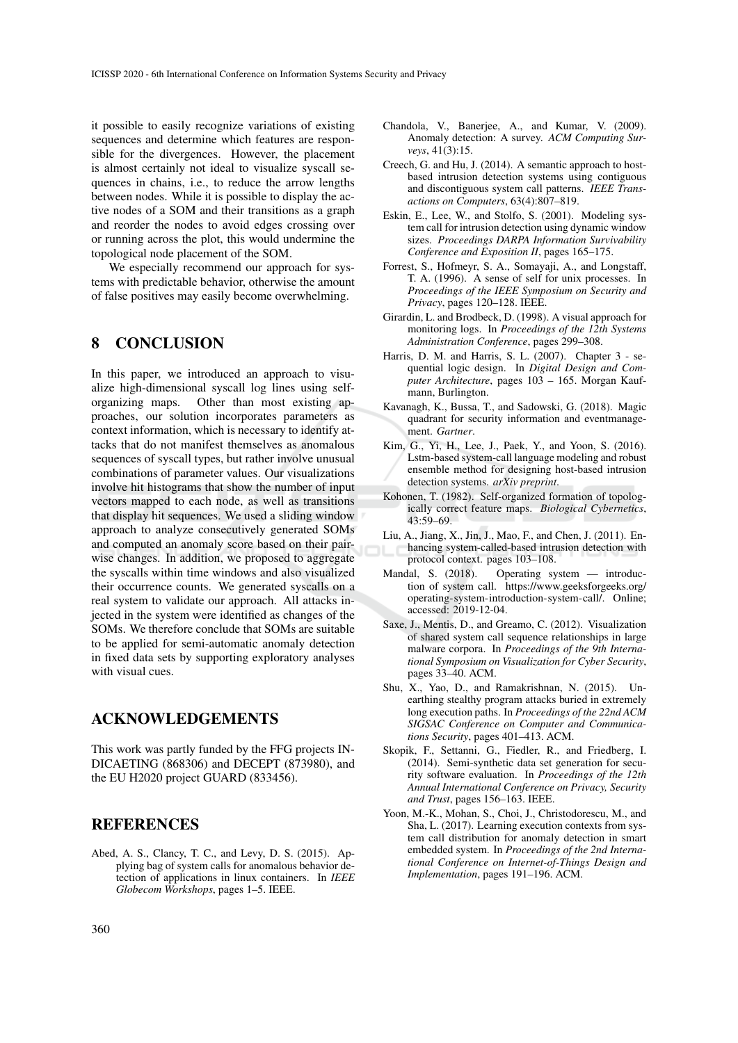it possible to easily recognize variations of existing sequences and determine which features are responsible for the divergences. However, the placement is almost certainly not ideal to visualize syscall sequences in chains, i.e., to reduce the arrow lengths between nodes. While it is possible to display the active nodes of a SOM and their transitions as a graph and reorder the nodes to avoid edges crossing over or running across the plot, this would undermine the topological node placement of the SOM.

We especially recommend our approach for systems with predictable behavior, otherwise the amount of false positives may easily become overwhelming.

# 8 CONCLUSION

In this paper, we introduced an approach to visualize high-dimensional syscall log lines using self-organizing maps. Other than most existing approaches, our solution incorporates parameters as context information, which is necessary to identify attacks that do not manifest themselves as anomalous sequences of syscall types, but rather involve unusual combinations of parameter values. Our visualizations involve hit histograms that show the number of input vectors mapped to each node, as well as transitions that display hit sequences. We used a sliding window approach to analyze consecutively generated SOMs and computed an anomaly score based on their pairwise changes. In addition, we proposed to aggregate the syscalls within time windows and also visualized their occurrence counts. We generated syscalls on a real system to validate our approach. All attacks injected in the system were identified as changes of the SOMs. We therefore conclude that SOMs are suitable to be applied for semi-automatic anomaly detection in fixed data sets by supporting exploratory analyses with visual cues.

# ACKNOWLEDGEMENTS

This work was partly funded by the FFG projects INDICAETING (868306) and DECEPT (873980), and the EU H2020 project GUARD (833456).

# REFERENCES

Abed, A. S., Clancy, T. C., and Levy, D. S. (2015). Applying bag of system calls for anomalous behavior detection of applications in linux containers. In *IEEE Globecom Workshops*, pages 1–5. IEEE.

Chandola, V., Banerjee, A., and Kumar, V. (2009). Anomaly detection: A survey. *ACM Computing Surveys*, 41(3):15.

Creech, G. and Hu, J. (2014). A semantic approach to host-based intrusion detection systems using contiguous and discontiguous system call patterns. *IEEE Transactions on Computers*, 63(4):807–819.

Eskin, E., Lee, W., and Stolfo, S. (2001). Modeling system call for intrusion detection using dynamic window sizes. *Proceedings DARPA Information Survivability Conference and Exposition II*, pages 165–175.

Forrest, S., Hofmeyr, S. A., Somayaji, A., and Longstaff, T. A. (1996). A sense of self for unix processes. In *Proceedings of the IEEE Symposium on Security and Privacy*, pages 120–128. IEEE.

Girardin, L. and Brodbeck, D. (1998). A visual approach for monitoring logs. In *Proceedings of the 12th Systems Administration Conference*, pages 299–308.

Harris, D. M. and Harris, S. L. (2007). Chapter 3 - sequential logic design. In *Digital Design and Computer Architecture*, pages 103 – 165. Morgan Kaufmann, Burlington.

Kavanagh, K., Bussa, T., and Sadowski, G. (2018). Magic quadrant for security information and eventmanagement. *Gartner*.

Kim, G., Yi, H., Lee, J., Paek, Y., and Yoon, S. (2016). Lstm-based system-call language modeling and robust ensemble method for designing host-based intrusion detection systems. *arXiv preprint*.

Kohonen, T. (1982). Self-organized formation of topologically correct feature maps. *Biological Cybernetics*, 43:59–69.

Liu, A., Jiang, X., Jin, J., Mao, F., and Chen, J. (2011). Enhancing system-called-based intrusion detection with protocol context. pages 103–108.

Mandal, S. (2018). Operating system — introduction of system call. https://www.geeksforgeeks.org/operating-system-introduction-system-call/. Online; accessed: 2019-12-04.

Saxe, J., Mentis, D., and Greamo, C. (2012). Visualization of shared system call sequence relationships in large malware corpora. In *Proceedings of the 9th International Symposium on Visualization for Cyber Security*, pages 33–40. ACM.

Shu, X., Yao, D., and Ramakrishnan, N. (2015). Unearthing stealthy program attacks buried in extremely long execution paths. In *Proceedings of the 22nd ACM SIGSAC Conference on Computer and Communications Security*, pages 401–413. ACM.

Skopik, F., Settanni, G., Fiedler, R., and Friedberg, I. (2014). Semi-synthetic data set generation for security software evaluation. In *Proceedings of the 12th Annual International Conference on Privacy, Security and Trust*, pages 156–163. IEEE.

Yoon, M.-K., Mohan, S., Choi, J., Christodorescu, M., and Sha, L. (2017). Learning execution contexts from system call distribution for anomaly detection in smart embedded system. In *Proceedings of the 2nd International Conference on Internet-of-Things Design and Implementation*, pages 191–196. ACM.